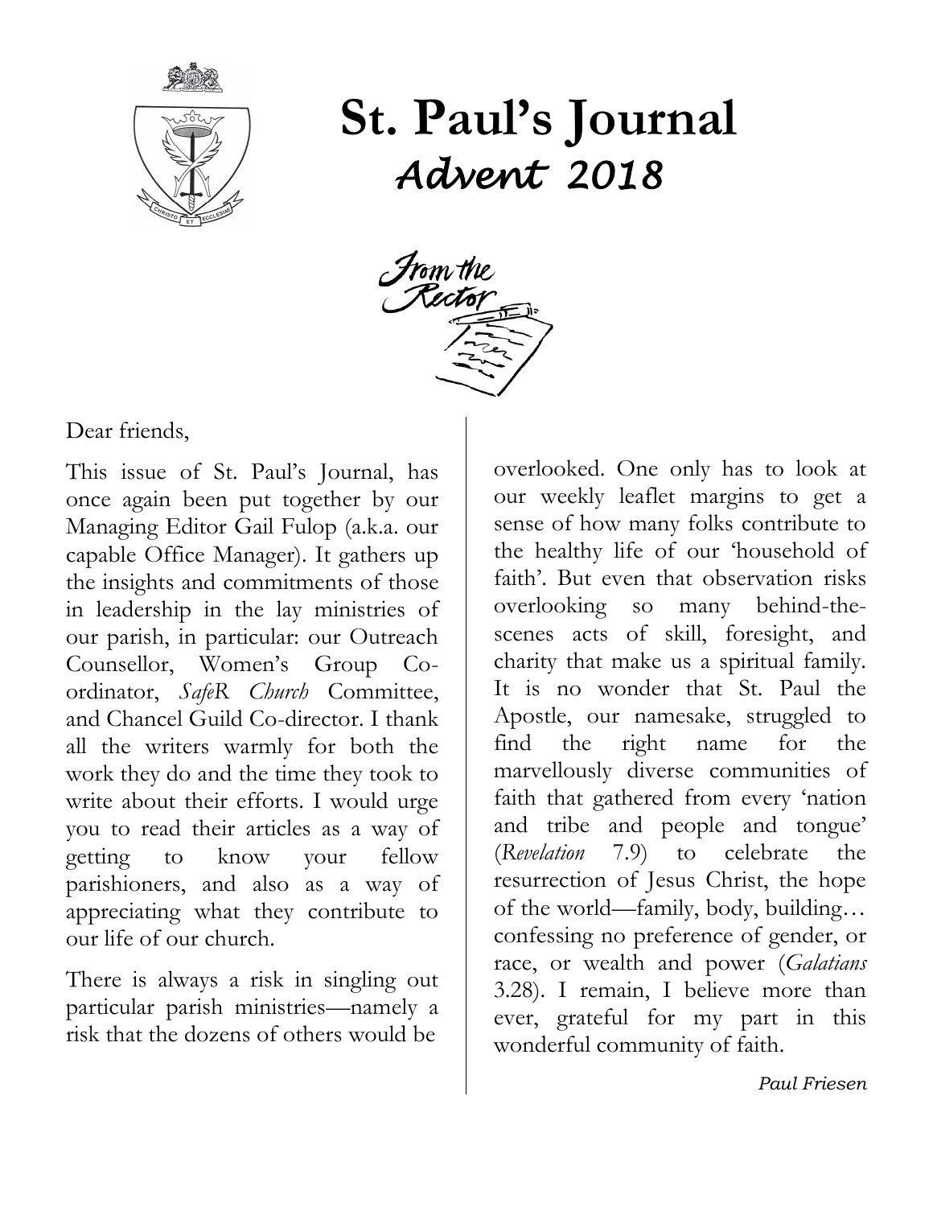# St. Paul's Journal

## *Advent 2018*

### From the Rector

Dear friends,

This issue of St. Paul's Journal, has once again been put together by our Managing Editor Gail Fulop (a.k.a. our capable Office Manager). It gathers up the insights and commitments of those in leadership in the lay ministries of our parish, in particular: our Outreach Counsellor, Women's Group Co-ordinator, *SafeR Church* Committee, and Chancel Guild Co-director. I thank all the writers warmly for both the work they do and the time they took to write about their efforts. I would urge you to read their articles as a way of getting to know your fellow parishioners, and also as a way of appreciating what they contribute to our life of our church.

There is always a risk in singling out particular parish ministries—namely a risk that the dozens of others would be overlooked. One only has to look at our weekly leaflet margins to get a sense of how many folks contribute to the healthy life of our 'household of faith'. But even that observation risks overlooking so many behind-the-scenes acts of skill, foresight, and charity that make us a spiritual family. It is no wonder that St. Paul the Apostle, our namesake, struggled to find the right name for the marvellously diverse communities of faith that gathered from every 'nation and tribe and people and tongue' (*Revelation* 7.9) to celebrate the resurrection of Jesus Christ, the hope of the world—family, body, building… confessing no preference of gender, or race, or wealth and power (*Galatians* 3.28). I remain, I believe more than ever, grateful for my part in this wonderful community of faith.

*Paul Friesen*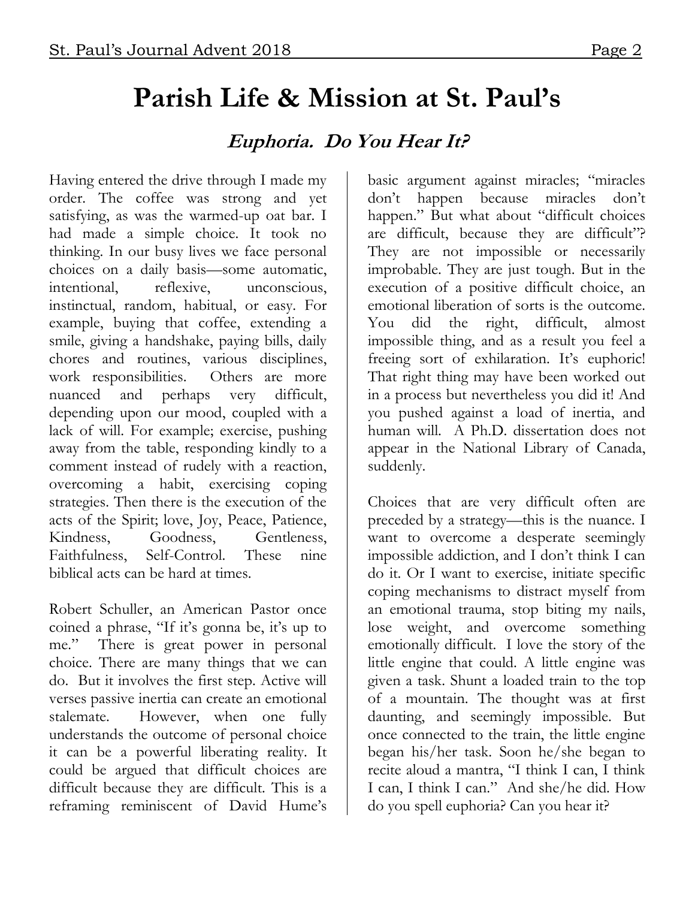# Parish Life & Mission at St. Paul's

## *Euphoria. Do You Hear It?*

Having entered the drive through I made my order. The coffee was strong and yet satisfying, as was the warmed-up oat bar. I had made a simple choice. It took no thinking. In our busy lives we face personal choices on a daily basis—some automatic, intentional, reflexive, unconscious, instinctual, random, habitual, or easy. For example, buying that coffee, extending a smile, giving a handshake, paying bills, daily chores and routines, various disciplines, work responsibilities. Others are more nuanced and perhaps very difficult, depending upon our mood, coupled with a lack of will. For example; exercise, pushing away from the table, responding kindly to a comment instead of rudely with a reaction, overcoming a habit, exercising coping strategies. Then there is the execution of the acts of the Spirit; love, Joy, Peace, Patience, Kindness, Goodness, Gentleness, Faithfulness, Self-Control. These nine biblical acts can be hard at times.

Robert Schuller, an American Pastor once coined a phrase, "If it's gonna be, it's up to me." There is great power in personal choice. There are many things that we can do. But it involves the first step. Active will verses passive inertia can create an emotional stalemate. However, when one fully understands the outcome of personal choice it can be a powerful liberating reality. It could be argued that difficult choices are difficult because they are difficult. This is a reframing reminiscent of David Hume's basic argument against miracles; "miracles don't happen because miracles don't happen." But what about "difficult choices are difficult, because they are difficult"? They are not impossible or necessarily improbable. They are just tough. But in the execution of a positive difficult choice, an emotional liberation of sorts is the outcome. You did the right, difficult, almost impossible thing, and as a result you feel a freeing sort of exhilaration. It's euphoric! That right thing may have been worked out in a process but nevertheless you did it! And you pushed against a load of inertia, and human will. A Ph.D. dissertation does not appear in the National Library of Canada, suddenly.

Choices that are very difficult often are preceded by a strategy—this is the nuance. I want to overcome a desperate seemingly impossible addiction, and I don't think I can do it. Or I want to exercise, initiate specific coping mechanisms to distract myself from an emotional trauma, stop biting my nails, lose weight, and overcome something emotionally difficult. I love the story of the little engine that could. A little engine was given a task. Shunt a loaded train to the top of a mountain. The thought was at first daunting, and seemingly impossible. But once connected to the train, the little engine began his/her task. Soon he/she began to recite aloud a mantra, "I think I can, I think I can, I think I can." And she/he did. How do you spell euphoria? Can you hear it?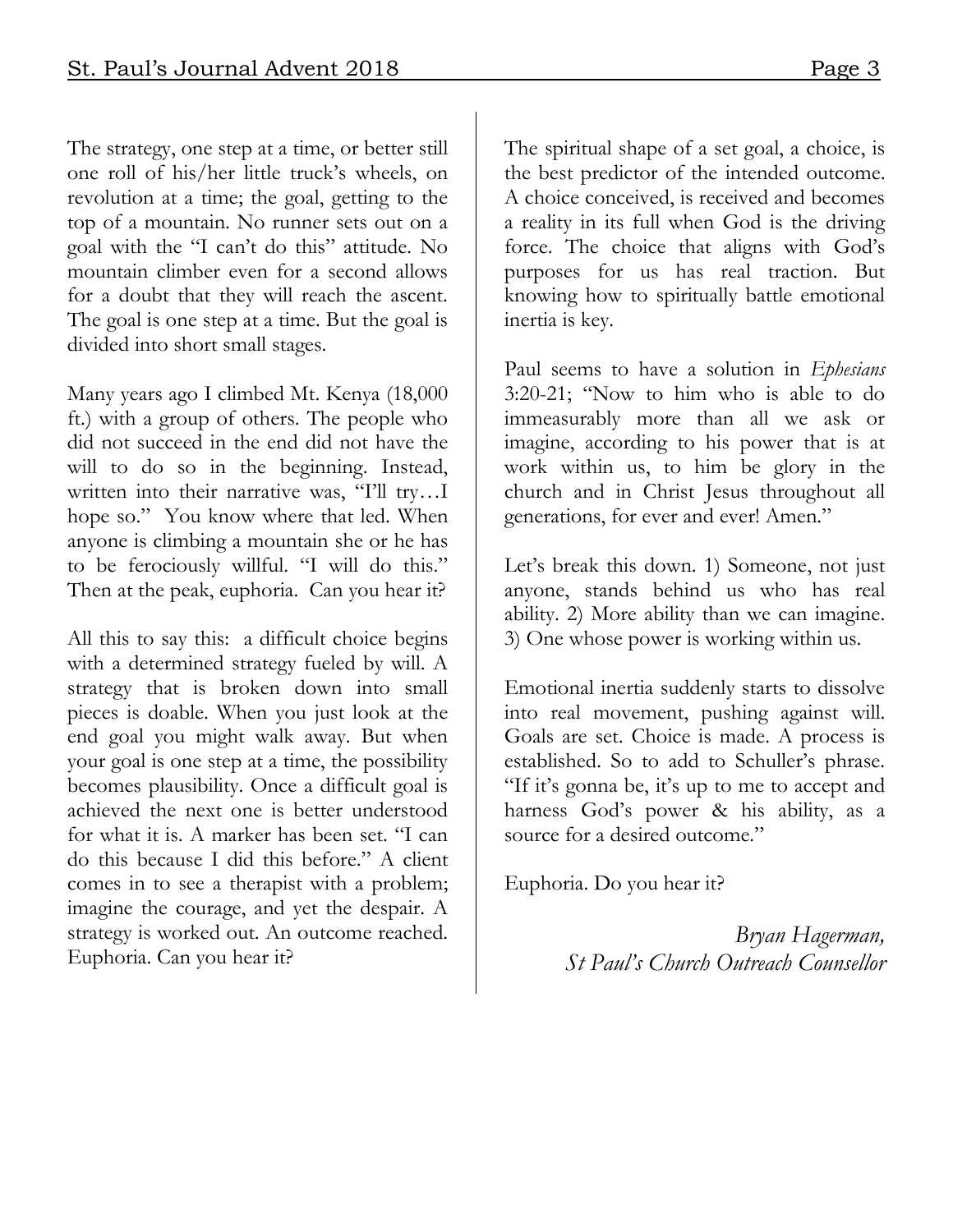The strategy, one step at a time, or better still one roll of his/her little truck's wheels, on revolution at a time; the goal, getting to the top of a mountain. No runner sets out on a goal with the "I can't do this" attitude. No mountain climber even for a second allows for a doubt that they will reach the ascent. The goal is one step at a time. But the goal is divided into short small stages.

Many years ago I climbed Mt. Kenya (18,000 ft.) with a group of others. The people who did not succeed in the end did not have the will to do so in the beginning. Instead, written into their narrative was, "I'll try…I hope so." You know where that led. When anyone is climbing a mountain she or he has to be ferociously willful. "I will do this." Then at the peak, euphoria. Can you hear it?

All this to say this: a difficult choice begins with a determined strategy fueled by will. A strategy that is broken down into small pieces is doable. When you just look at the end goal you might walk away. But when your goal is one step at a time, the possibility becomes plausibility. Once a difficult goal is achieved the next one is better understood for what it is. A marker has been set. "I can do this because I did this before." A client comes in to see a therapist with a problem; imagine the courage, and yet the despair. A strategy is worked out. An outcome reached. Euphoria. Can you hear it?

The spiritual shape of a set goal, a choice, is the best predictor of the intended outcome. A choice conceived, is received and becomes a reality in its full when God is the driving force. The choice that aligns with God's purposes for us has real traction. But knowing how to spiritually battle emotional inertia is key.

Paul seems to have a solution in *Ephesians* 3:20-21; "Now to him who is able to do immeasurably more than all we ask or imagine, according to his power that is at work within us, to him be glory in the church and in Christ Jesus throughout all generations, for ever and ever! Amen."

Let's break this down. 1) Someone, not just anyone, stands behind us who has real ability. 2) More ability than we can imagine. 3) One whose power is working within us.

Emotional inertia suddenly starts to dissolve into real movement, pushing against will. Goals are set. Choice is made. A process is established. So to add to Schuller's phrase. "If it's gonna be, it's up to me to accept and harness God's power & his ability, as a source for a desired outcome."

Euphoria. Do you hear it?

*Bryan Hagerman,*
*St Paul's Church Outreach Counsellor*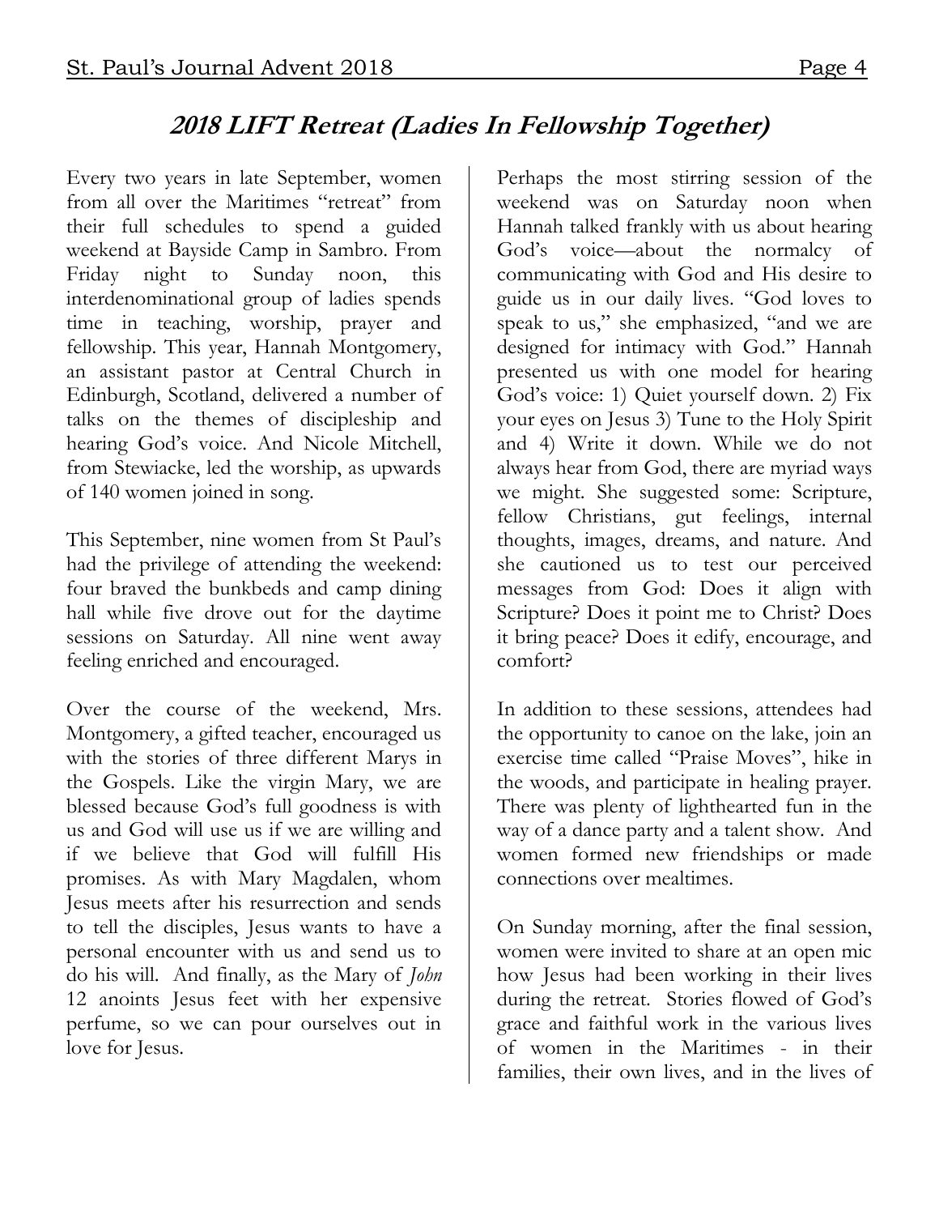## *2018 LIFT Retreat (Ladies In Fellowship Together)*

Every two years in late September, women from all over the Maritimes "retreat" from their full schedules to spend a guided weekend at Bayside Camp in Sambro. From Friday night to Sunday noon, this interdenominational group of ladies spends time in teaching, worship, prayer and fellowship. This year, Hannah Montgomery, an assistant pastor at Central Church in Edinburgh, Scotland, delivered a number of talks on the themes of discipleship and hearing God's voice. And Nicole Mitchell, from Stewiacke, led the worship, as upwards of 140 women joined in song.

This September, nine women from St Paul's had the privilege of attending the weekend: four braved the bunkbeds and camp dining hall while five drove out for the daytime sessions on Saturday. All nine went away feeling enriched and encouraged.

Over the course of the weekend, Mrs. Montgomery, a gifted teacher, encouraged us with the stories of three different Marys in the Gospels. Like the virgin Mary, we are blessed because God's full goodness is with us and God will use us if we are willing and if we believe that God will fulfill His promises. As with Mary Magdalen, whom Jesus meets after his resurrection and sends to tell the disciples, Jesus wants to have a personal encounter with us and send us to do his will. And finally, as the Mary of *John* 12 anoints Jesus feet with her expensive perfume, so we can pour ourselves out in love for Jesus.

Perhaps the most stirring session of the weekend was on Saturday noon when Hannah talked frankly with us about hearing God's voice—about the normalcy of communicating with God and His desire to guide us in our daily lives. "God loves to speak to us," she emphasized, "and we are designed for intimacy with God." Hannah presented us with one model for hearing God's voice: 1) Quiet yourself down. 2) Fix your eyes on Jesus 3) Tune to the Holy Spirit and 4) Write it down. While we do not always hear from God, there are myriad ways we might. She suggested some: Scripture, fellow Christians, gut feelings, internal thoughts, images, dreams, and nature. And she cautioned us to test our perceived messages from God: Does it align with Scripture? Does it point me to Christ? Does it bring peace? Does it edify, encourage, and comfort?

In addition to these sessions, attendees had the opportunity to canoe on the lake, join an exercise time called "Praise Moves", hike in the woods, and participate in healing prayer. There was plenty of lighthearted fun in the way of a dance party and a talent show. And women formed new friendships or made connections over mealtimes.

On Sunday morning, after the final session, women were invited to share at an open mic how Jesus had been working in their lives during the retreat. Stories flowed of God's grace and faithful work in the various lives of women in the Maritimes - in their families, their own lives, and in the lives of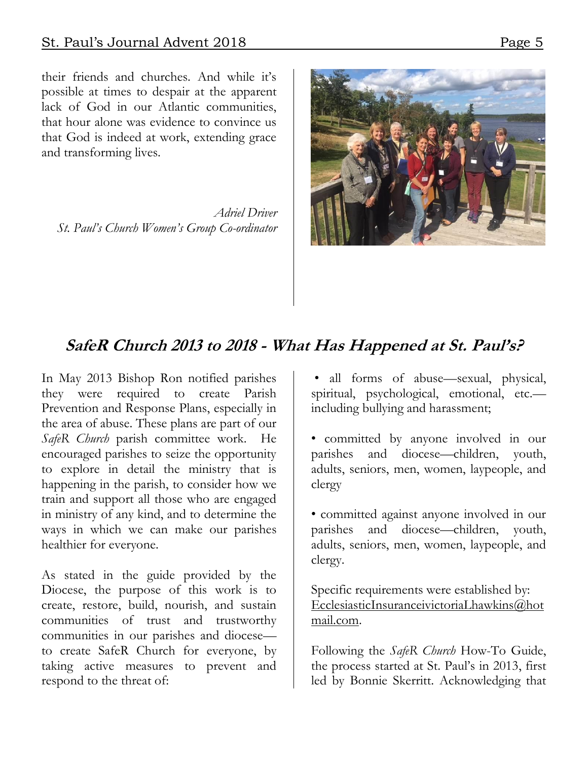their friends and churches. And while it's possible at times to despair at the apparent lack of God in our Atlantic communities, that hour alone was evidence to convince us that God is indeed at work, extending grace and transforming lives.

*Adriel Driver*
*St. Paul's Church Women's Group Co-ordinator*

## **SafeR Church 2013 to 2018 - What Has Happened at St. Paul's?**

In May 2013 Bishop Ron notified parishes they were required to create Parish Prevention and Response Plans, especially in the area of abuse. These plans are part of our *SafeR Church* parish committee work. He encouraged parishes to seize the opportunity to explore in detail the ministry that is happening in the parish, to consider how we train and support all those who are engaged in ministry of any kind, and to determine the ways in which we can make our parishes healthier for everyone.

As stated in the guide provided by the Diocese, the purpose of this work is to create, restore, build, nourish, and sustain communities of trust and trustworthy communities in our parishes and diocese—to create SafeR Church for everyone, by taking active measures to prevent and respond to the threat of:

- all forms of abuse—sexual, physical, spiritual, psychological, emotional, etc.—including bullying and harassment;
- committed by anyone involved in our parishes and diocese—children, youth, adults, seniors, men, women, laypeople, and clergy
- committed against anyone involved in our parishes and diocese—children, youth, adults, seniors, men, women, laypeople, and clergy.

Specific requirements were established by: EcclesiasticInsuranceivictoriaLhawkins@hotmail.com.

Following the *SafeR Church* How-To Guide, the process started at St. Paul's in 2013, first led by Bonnie Skerritt. Acknowledging that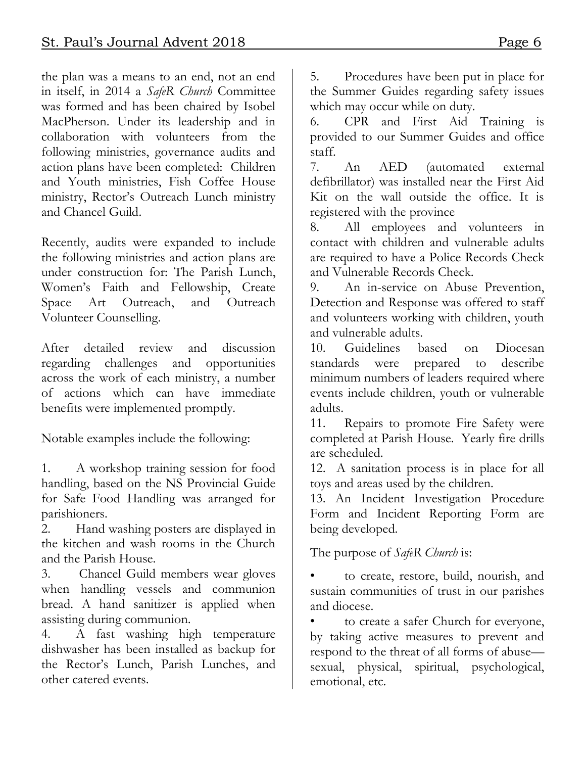the plan was a means to an end, not an end in itself, in 2014 a *SafeR Church* Committee was formed and has been chaired by Isobel MacPherson. Under its leadership and in collaboration with volunteers from the following ministries, governance audits and action plans have been completed: Children and Youth ministries, Fish Coffee House ministry, Rector's Outreach Lunch ministry and Chancel Guild.

Recently, audits were expanded to include the following ministries and action plans are under construction for: The Parish Lunch, Women's Faith and Fellowship, Create Space Art Outreach, and Outreach Volunteer Counselling.

After detailed review and discussion regarding challenges and opportunities across the work of each ministry, a number of actions which can have immediate benefits were implemented promptly.

Notable examples include the following:

1. A workshop training session for food handling, based on the NS Provincial Guide for Safe Food Handling was arranged for parishioners.
2. Hand washing posters are displayed in the kitchen and wash rooms in the Church and the Parish House.
3. Chancel Guild members wear gloves when handling vessels and communion bread. A hand sanitizer is applied when assisting during communion.
4. A fast washing high temperature dishwasher has been installed as backup for the Rector's Lunch, Parish Lunches, and other catered events.
5. Procedures have been put in place for the Summer Guides regarding safety issues which may occur while on duty.
6. CPR and First Aid Training is provided to our Summer Guides and office staff.
7. An AED (automated external defibrillator) was installed near the First Aid Kit on the wall outside the office. It is registered with the province
8. All employees and volunteers in contact with children and vulnerable adults are required to have a Police Records Check and Vulnerable Records Check.
9. An in-service on Abuse Prevention, Detection and Response was offered to staff and volunteers working with children, youth and vulnerable adults.
10. Guidelines based on Diocesan standards were prepared to describe minimum numbers of leaders required where events include children, youth or vulnerable adults.
11. Repairs to promote Fire Safety were completed at Parish House. Yearly fire drills are scheduled.
12. A sanitation process is in place for all toys and areas used by the children.
13. An Incident Investigation Procedure Form and Incident Reporting Form are being developed.

The purpose of *SafeR Church* is:

- to create, restore, build, nourish, and sustain communities of trust in our parishes and diocese.
- to create a safer Church for everyone, by taking active measures to prevent and respond to the threat of all forms of abuse—sexual, physical, spiritual, psychological, emotional, etc.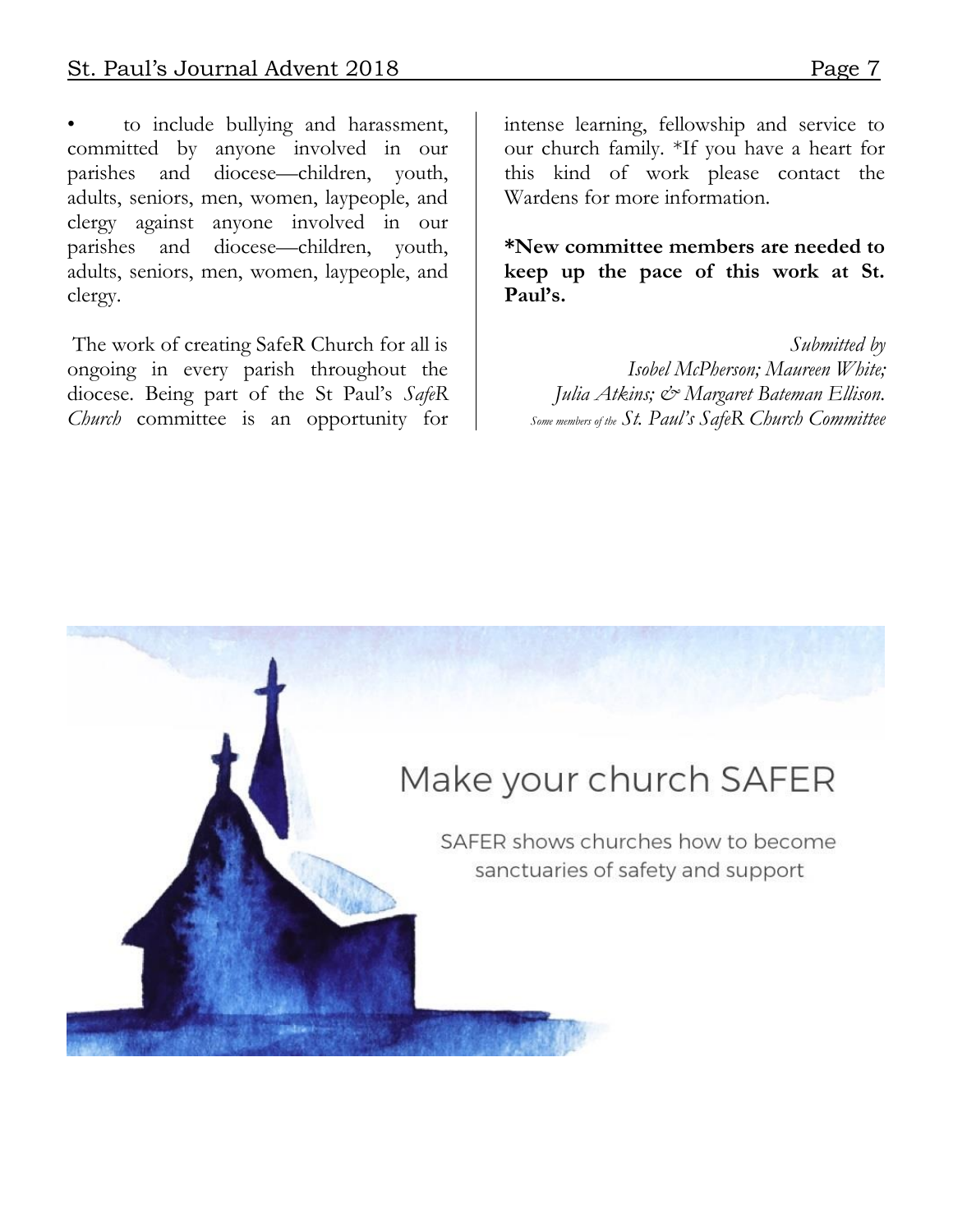- to include bullying and harassment, committed by anyone involved in our parishes and diocese—children, youth, adults, seniors, men, women, laypeople, and clergy against anyone involved in our parishes and diocese—children, youth, adults, seniors, men, women, laypeople, and clergy.

The work of creating SafeR Church for all is ongoing in every parish throughout the diocese. Being part of the St Paul's *SafeR Church* committee is an opportunity for intense learning, fellowship and service to our church family. *If you have a heart for this kind of work please contact the Wardens for more information.

**\*New committee members are needed to keep up the pace of this work at St. Paul's.**

*Submitted by*
*Isobel McPherson; Maureen White;*
*Julia Atkins; & Margaret Bateman Ellison.*
*Some members of the St. Paul's SafeR Church Committee*

Make your church SAFER

SAFER shows churches how to become sanctuaries of safety and support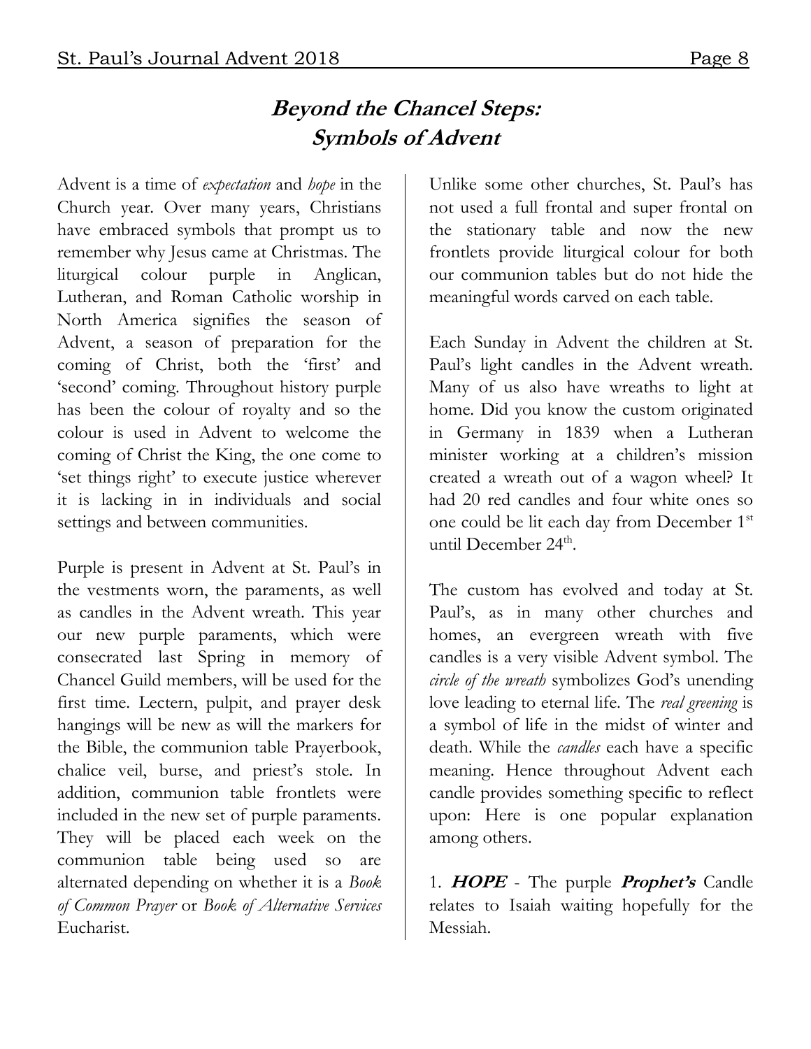# *Beyond the Chancel Steps: Symbols of Advent*

Advent is a time of *expectation* and *hope* in the Church year. Over many years, Christians have embraced symbols that prompt us to remember why Jesus came at Christmas. The liturgical colour purple in Anglican, Lutheran, and Roman Catholic worship in North America signifies the season of Advent, a season of preparation for the coming of Christ, both the 'first' and 'second' coming. Throughout history purple has been the colour of royalty and so the colour is used in Advent to welcome the coming of Christ the King, the one come to 'set things right' to execute justice wherever it is lacking in in individuals and social settings and between communities.

Purple is present in Advent at St. Paul's in the vestments worn, the paraments, as well as candles in the Advent wreath. This year our new purple paraments, which were consecrated last Spring in memory of Chancel Guild members, will be used for the first time. Lectern, pulpit, and prayer desk hangings will be new as will the markers for the Bible, the communion table Prayerbook, chalice veil, burse, and priest's stole. In addition, communion table frontlets were included in the new set of purple paraments. They will be placed each week on the communion table being used so are alternated depending on whether it is a *Book of Common Prayer* or *Book of Alternative Services* Eucharist.

Unlike some other churches, St. Paul's has not used a full frontal and super frontal on the stationary table and now the new frontlets provide liturgical colour for both our communion tables but do not hide the meaningful words carved on each table.

Each Sunday in Advent the children at St. Paul's light candles in the Advent wreath. Many of us also have wreaths to light at home. Did you know the custom originated in Germany in 1839 when a Lutheran minister working at a children's mission created a wreath out of a wagon wheel? It had 20 red candles and four white ones so one could be lit each day from December 1st until December 24th.

The custom has evolved and today at St. Paul's, as in many other churches and homes, an evergreen wreath with five candles is a very visible Advent symbol. The *circle of the wreath* symbolizes God's unending love leading to eternal life. The *real greening* is a symbol of life in the midst of winter and death. While the *candles* each have a specific meaning. Hence throughout Advent each candle provides something specific to reflect upon: Here is one popular explanation among others.

1. ***HOPE*** - The purple ***Prophet's*** Candle relates to Isaiah waiting hopefully for the Messiah.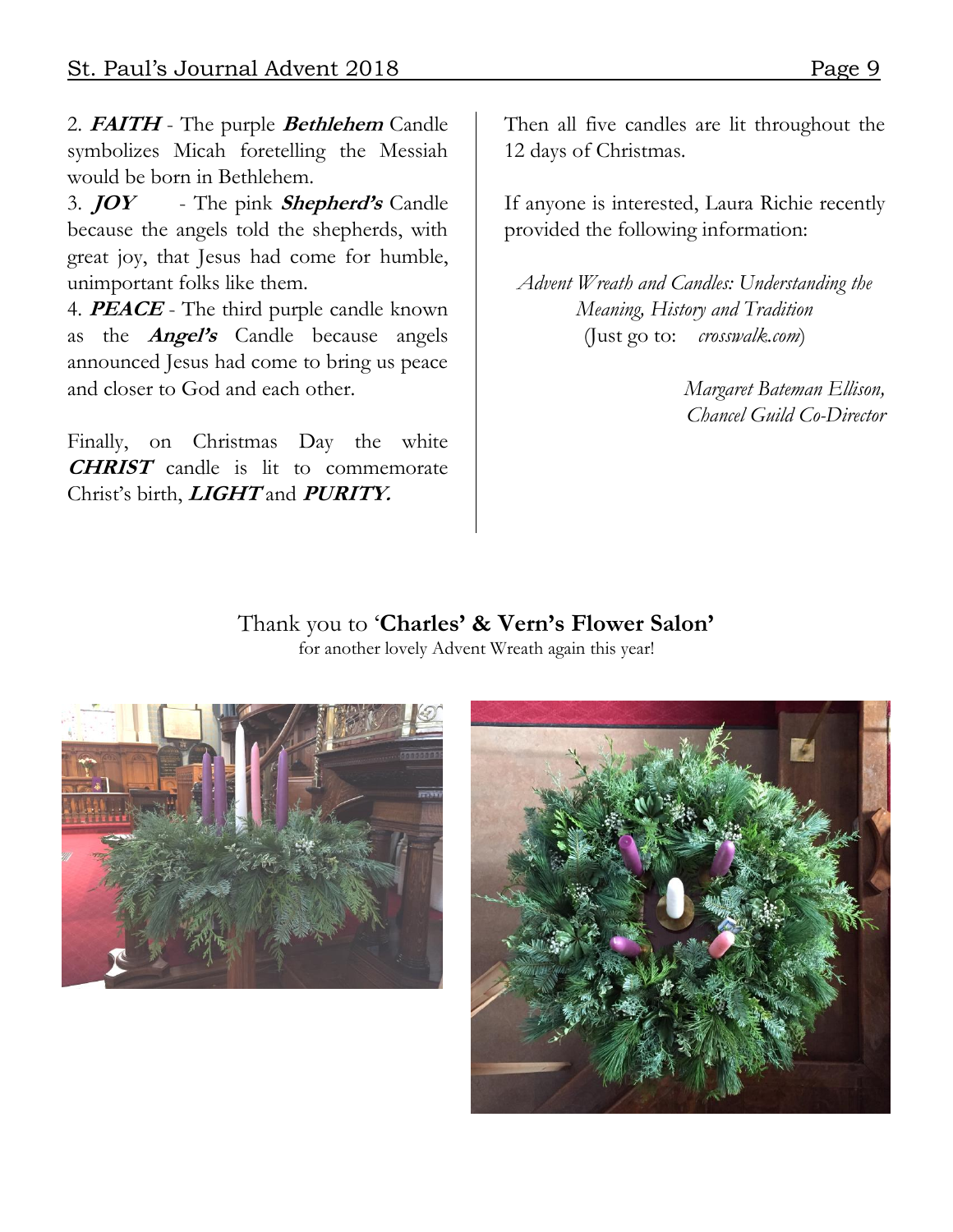2. ***FAITH*** - The purple ***Bethlehem*** Candle symbolizes Micah foretelling the Messiah would be born in Bethlehem.
3. ***JOY*** - The pink ***Shepherd's*** Candle because the angels told the shepherds, with great joy, that Jesus had come for humble, unimportant folks like them.
4. ***PEACE*** - The third purple candle known as the ***Angel's*** Candle because angels announced Jesus had come to bring us peace and closer to God and each other.

Finally, on Christmas Day the white ***CHRIST*** candle is lit to commemorate Christ's birth, ***LIGHT*** and ***PURITY.***

Then all five candles are lit throughout the 12 days of Christmas.

If anyone is interested, Laura Richie recently provided the following information:

*Advent Wreath and Candles: Understanding the Meaning, History and Tradition*
(Just go to: *crosswalk.com*)

*Margaret Bateman Ellison,*
*Chancel Guild Co-Director*

Thank you to '**Charles' & Vern's Flower Salon'**
for another lovely Advent Wreath again this year!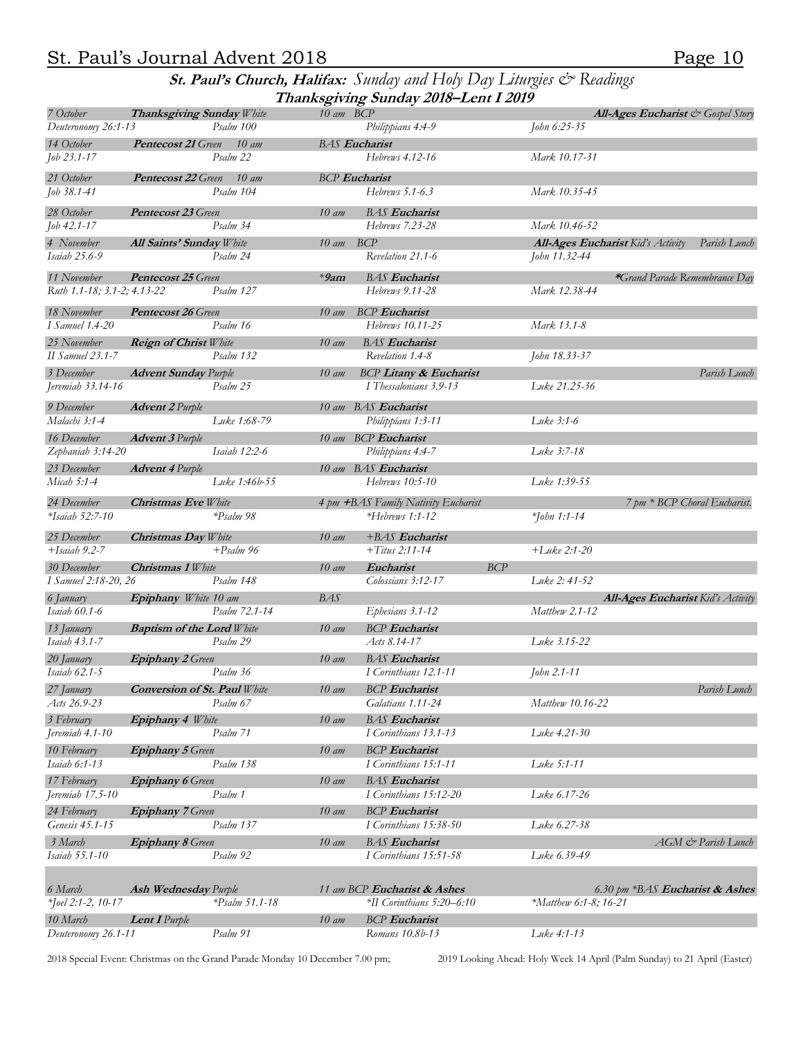## **St. Paul's Church, Halifax:** *Sunday and Holy Day Liturgies & Readings*

### **Thanksgiving Sunday 2018–Lent I 2019**

| Date / Reading | Occasion / Psalm | Time / Service / Reading | Notes / Gospel |
|---|---|---|---|
| *7 October* | ***Thanksgiving Sunday** White* | *10 am BCP* | ***All-Ages Eucharist** & Gospel Story* |
| *Deuteronomy 26:1-13* | *Psalm 100* | *Philippians 4:4-9* | *John 6:25-35* |
| *14 October* | ***Pentecost 21** Green 10 am* | *BAS* ***Eucharist*** | |
| *Job 23.1-17* | *Psalm 22* | *Hebrews 4.12-16* | *Mark 10.17-31* |
| *21 October* | ***Pentecost 22** Green 10 am* | *BCP* ***Eucharist*** | |
| *Job 38.1-41* | *Psalm 104* | *Hebrews 5.1-6.3* | *Mark 10.35-45* |
| *28 October* | ***Pentecost 23** Green* | *10 am BAS* ***Eucharist*** | |
| *Job 42.1-17* | *Psalm 34* | *Hebrews 7.23-28* | *Mark 10.46-52* |
| *4 November* | ***All Saints' Sunday** White* | *10 am BCP* | ***All-Ages Eucharist** Kid's Activity Parish Lunch* |
| *Isaiah 25.6-9* | *Psalm 24* | *Revelation 21.1-6* | *John 11.32-44* |
| *11 November* | ***Pentecost 25** Green* | ***\*9am*** *BAS* ***Eucharist*** | ***\****Grand Parade Remembrance Day* |
| *Ruth 1.1-18; 3.1-2; 4.13-22* | *Psalm 127* | *Hebrews 9.11-28* | *Mark 12.38-44* |
| *18 November* | ***Pentecost 26** Green* | *10 am BCP* ***Eucharist*** | |
| *I Samuel 1.4-20* | *Psalm 16* | *Hebrews 10.11-25* | *Mark 13.1-8* |
| *25 November* | ***Reign of Christ** White* | *10 am BAS* ***Eucharist*** | |
| *II Samuel 23.1-7* | *Psalm 132* | *Revelation 1.4-8* | *John 18.33-37* |
| *3 December* | ***Advent Sunday** Purple* | *10 am BCP* ***Litany & Eucharist*** | *Parish Lunch* |
| *Jeremiah 33.14-16* | *Psalm 25* | *I Thessalonians 3.9-13* | *Luke 21.25-36* |
| *9 December* | ***Advent 2** Purple* | *10 am BAS* ***Eucharist*** | |
| *Malachi 3:1-4* | *Luke 1:68-79* | *Philippians 1:3-11* | *Luke 3:1-6* |
| *16 December* | ***Advent 3** Purple* | *10 am BCP* ***Eucharist*** | |
| *Zephaniah 3:14-20* | *Isaiah 12:2-6* | *Philippians 4:4-7* | *Luke 3:7-18* |
| *23 December* | ***Advent 4** Purple* | *10 am BAS* ***Eucharist*** | |
| *Micah 5:1-4* | *Luke 1:46b-55* | *Hebrews 10:5-10* | *Luke 1:39-55* |
| *24 December* | ***Christmas Eve** White* | *4 pm* ***+****BAS Family Nativity Eucharist* | *7 pm \* BCP Choral Eucharist.* |
| *\*Isaiah 52:7-10* | *\*Psalm 98* | *\*Hebrews 1:1-12* | *\*John 1:1-14* |
| *25 December* | ***Christmas Day** White* | *10 am +BAS* ***Eucharist*** | |
| *+Isaiah 9.2-7* | *+Psalm 96* | *+Titus 2:11-14* | *+Luke 2:1-20* |
| *30 December* | ***Christmas 1** White* | *10 am* ***Eucharist*** *BCP* | |
| *I Samuel 2:18-20, 26* | *Psalm 148* | *Colossians 3:12-17* | *Luke 2: 41-52* |
| *6 January* | ***Epiphany** White 10 am* | *BAS* | ***All-Ages Eucharist** Kid's Activity* |
| *Isaiah 60.1-6* | *Psalm 72.1-14* | *Ephesians 3.1-12* | *Matthew 2.1-12* |
| *13 January* | ***Baptism of the Lord** White* | *10 am BCP* ***Eucharist*** | |
| *Isaiah 43.1-7* | *Psalm 29* | *Acts 8.14-17* | *Luke 3.15-22* |
| *20 January* | ***Epiphany 2** Green* | *10 am BAS* ***Eucharist*** | |
| *Isaiah 62.1-5* | *Psalm 36* | *I Corinthians 12.1-11* | *John 2.1-11* |
| *27 January* | ***Conversion of St. Paul** White* | *10 am BCP* ***Eucharist*** | *Parish Lunch* |
| *Acts 26.9-23* | *Psalm 67* | *Galatians 1.11-24* | *Matthew 10.16-22* |
| *3 February* | ***Epiphany 4** White* | *10 am BAS* ***Eucharist*** | |
| *Jeremiah 4.1-10* | *Psalm 71* | *I Corinthians 13.1-13* | *Luke 4.21-30* |
| *10 February* | ***Epiphany 5** Green* | *10 am BCP* ***Eucharist*** | |
| *Isaiah 6:1-13* | *Psalm 138* | *I Corinthians 15:1-11* | *Luke 5:1-11* |
| *17 February* | ***Epiphany 6** Green* | *10 am BAS* ***Eucharist*** | |
| *Jeremiah 17.5-10* | *Psalm 1* | *I Corinthians 15:12-20* | *Luke 6.17-26* |
| *24 February* | ***Epiphany 7** Green* | *10 am BCP* ***Eucharist*** | |
| *Genesis 45.1-15* | *Psalm 137* | *I Corinthians 15:38-50* | *Luke 6.27-38* |
| *3 March* | ***Epiphany 8** Green* | *10 am BAS* ***Eucharist*** | *AGM & Parish Lunch* |
| *Isaiah 55.1-10* | *Psalm 92* | *I Corinthians 15:51-58* | *Luke 6.39-49* |
| *6 March* | ***Ash Wednesday** Purple* | *11 am BCP* ***Eucharist & Ashes*** | *6.30 pm \*BAS* ***Eucharist & Ashes*** |
| *\*Joel 2:1-2, 10-17* | *\*Psalm 51.1-18* | *\*II Corinthians 5:20–6:10* | *\*Matthew 6:1-8; 16-21* |
| *10 March* | ***Lent I** Purple* | *10 am BCP* ***Eucharist*** | |
| *Deuteronomy 26.1-11* | *Psalm 91* | *Romans 10.8b-13* | *Luke 4:1-13* |

2018 Special Event: Christmas on the Grand Parade Monday 10 December 7.00 pm; 2019 Looking Ahead: Holy Week 14 April (Palm Sunday) to 21 April (Easter)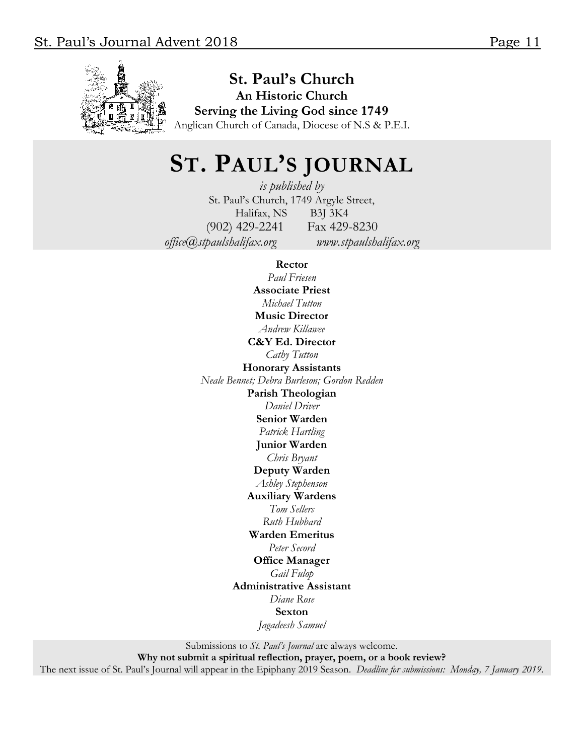**St. Paul's Church**
**An Historic Church**
**Serving the Living God since 1749**
Anglican Church of Canada, Diocese of N.S & P.E.I.

# ST. PAUL'S JOURNAL

*is published by*
St. Paul's Church, 1749 Argyle Street,
Halifax, NS B3J 3K4
(902) 429-2241 Fax 429-8230
*office@stpaulshalifax.org* *www.stpaulshalifax.org*

**Rector**
*Paul Friesen*
**Associate Priest**
*Michael Tutton*
**Music Director**
*Andrew Killawee*
**C&Y Ed. Director**
*Cathy Tutton*
**Honorary Assistants**
*Neale Bennet; Debra Burleson; Gordon Redden*
**Parish Theologian**
*Daniel Driver*
**Senior Warden**
*Patrick Hartling*
**Junior Warden**
*Chris Bryant*
**Deputy Warden**
*Ashley Stephenson*
**Auxiliary Wardens**
*Tom Sellers*
*Ruth Hubbard*
**Warden Emeritus**
*Peter Secord*
**Office Manager**
*Gail Fulop*
**Administrative Assistant**
*Diane Rose*
**Sexton**
*Jagadeesh Samuel*

Submissions to *St. Paul's Journal* are always welcome.
**Why not submit a spiritual reflection, prayer, poem, or a book review?**
The next issue of St. Paul's Journal will appear in the Epiphany 2019 Season. *Deadline for submissions: Monday, 7 January 2019.*